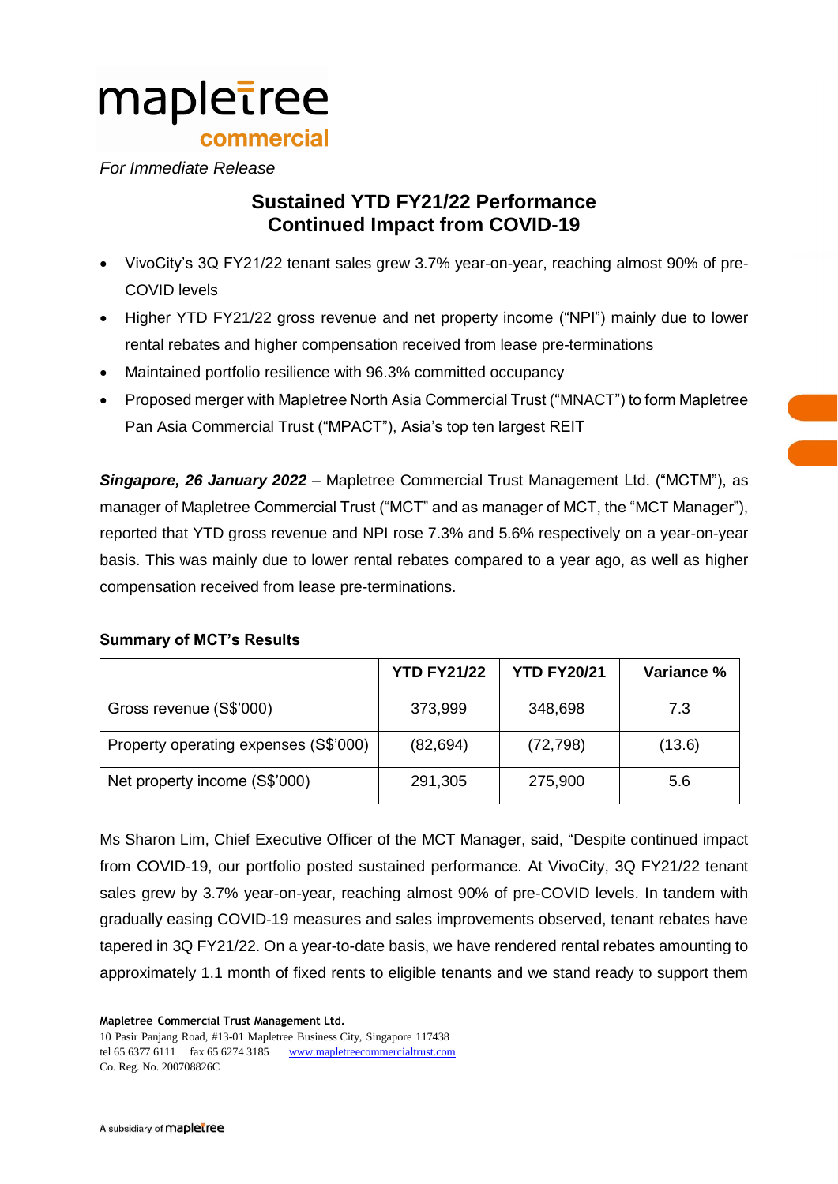mapletree commercial

*For Immediate Release*

# Sustained YTD FY21/22 Performance Continued Impact from COVID-19

- VivoCity's 3Q FY21/22 tenant sales grew 3.7% year-on-year, reaching almost 90% of pre-COVID levels
- Higher YTD FY21/22 gross revenue and net property income ("NPI") mainly due to lower rental rebates and higher compensation received from lease pre-terminations
- Maintained portfolio resilience with 96.3% committed occupancy
- Proposed merger with Mapletree North Asia Commercial Trust ("MNACT") to form Mapletree Pan Asia Commercial Trust ("MPACT"), Asia's top ten largest REIT

***Singapore, 26 January 2022*** – Mapletree Commercial Trust Management Ltd. ("MCTM"), as manager of Mapletree Commercial Trust ("MCT" and as manager of MCT, the "MCT Manager"), reported that YTD gross revenue and NPI rose 7.3% and 5.6% respectively on a year-on-year basis. This was mainly due to lower rental rebates compared to a year ago, as well as higher compensation received from lease pre-terminations.

**Summary of MCT's Results**

| | YTD FY21/22 | YTD FY20/21 | Variance % |
|---|---|---|---|
| Gross revenue (S$'000) | 373,999 | 348,698 | 7.3 |
| Property operating expenses (S$'000) | (82,694) | (72,798) | (13.6) |
| Net property income (S$'000) | 291,305 | 275,900 | 5.6 |

Ms Sharon Lim, Chief Executive Officer of the MCT Manager, said, "Despite continued impact from COVID-19, our portfolio posted sustained performance. At VivoCity, 3Q FY21/22 tenant sales grew by 3.7% year-on-year, reaching almost 90% of pre-COVID levels. In tandem with gradually easing COVID-19 measures and sales improvements observed, tenant rebates have tapered in 3Q FY21/22. On a year-to-date basis, we have rendered rental rebates amounting to approximately 1.1 month of fixed rents to eligible tenants and we stand ready to support them

**Mapletree Commercial Trust Management Ltd.**
10 Pasir Panjang Road, #13-01 Mapletree Business City, Singapore 117438
tel 65 6377 6111 fax 65 6274 3185 www.mapletreecommercialtrust.com
Co. Reg. No. 200708826C

A subsidiary of mapletree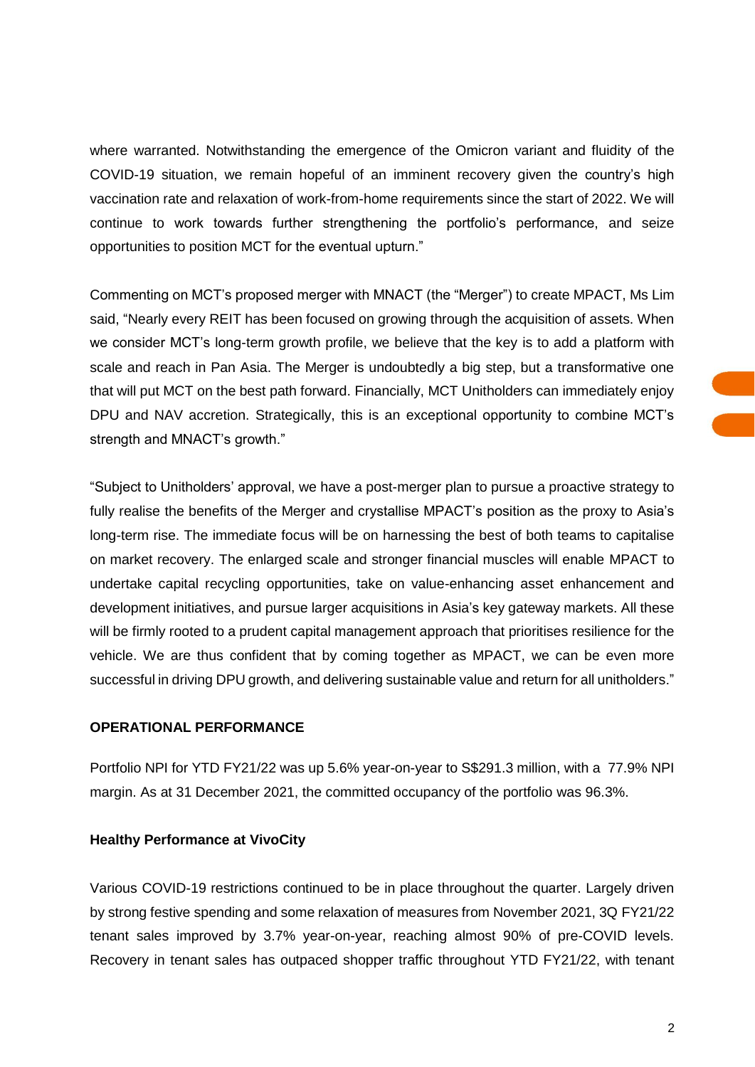where warranted. Notwithstanding the emergence of the Omicron variant and fluidity of the COVID-19 situation, we remain hopeful of an imminent recovery given the country's high vaccination rate and relaxation of work-from-home requirements since the start of 2022. We will continue to work towards further strengthening the portfolio's performance, and seize opportunities to position MCT for the eventual upturn."

Commenting on MCT's proposed merger with MNACT (the "Merger") to create MPACT, Ms Lim said, "Nearly every REIT has been focused on growing through the acquisition of assets. When we consider MCT's long-term growth profile, we believe that the key is to add a platform with scale and reach in Pan Asia. The Merger is undoubtedly a big step, but a transformative one that will put MCT on the best path forward. Financially, MCT Unitholders can immediately enjoy DPU and NAV accretion. Strategically, this is an exceptional opportunity to combine MCT's strength and MNACT's growth."

"Subject to Unitholders' approval, we have a post-merger plan to pursue a proactive strategy to fully realise the benefits of the Merger and crystallise MPACT's position as the proxy to Asia's long-term rise. The immediate focus will be on harnessing the best of both teams to capitalise on market recovery. The enlarged scale and stronger financial muscles will enable MPACT to undertake capital recycling opportunities, take on value-enhancing asset enhancement and development initiatives, and pursue larger acquisitions in Asia's key gateway markets. All these will be firmly rooted to a prudent capital management approach that prioritises resilience for the vehicle. We are thus confident that by coming together as MPACT, we can be even more successful in driving DPU growth, and delivering sustainable value and return for all unitholders."

**OPERATIONAL PERFORMANCE**

Portfolio NPI for YTD FY21/22 was up 5.6% year-on-year to S$291.3 million, with a 77.9% NPI margin. As at 31 December 2021, the committed occupancy of the portfolio was 96.3%.

**Healthy Performance at VivoCity**

Various COVID-19 restrictions continued to be in place throughout the quarter. Largely driven by strong festive spending and some relaxation of measures from November 2021, 3Q FY21/22 tenant sales improved by 3.7% year-on-year, reaching almost 90% of pre-COVID levels. Recovery in tenant sales has outpaced shopper traffic throughout YTD FY21/22, with tenant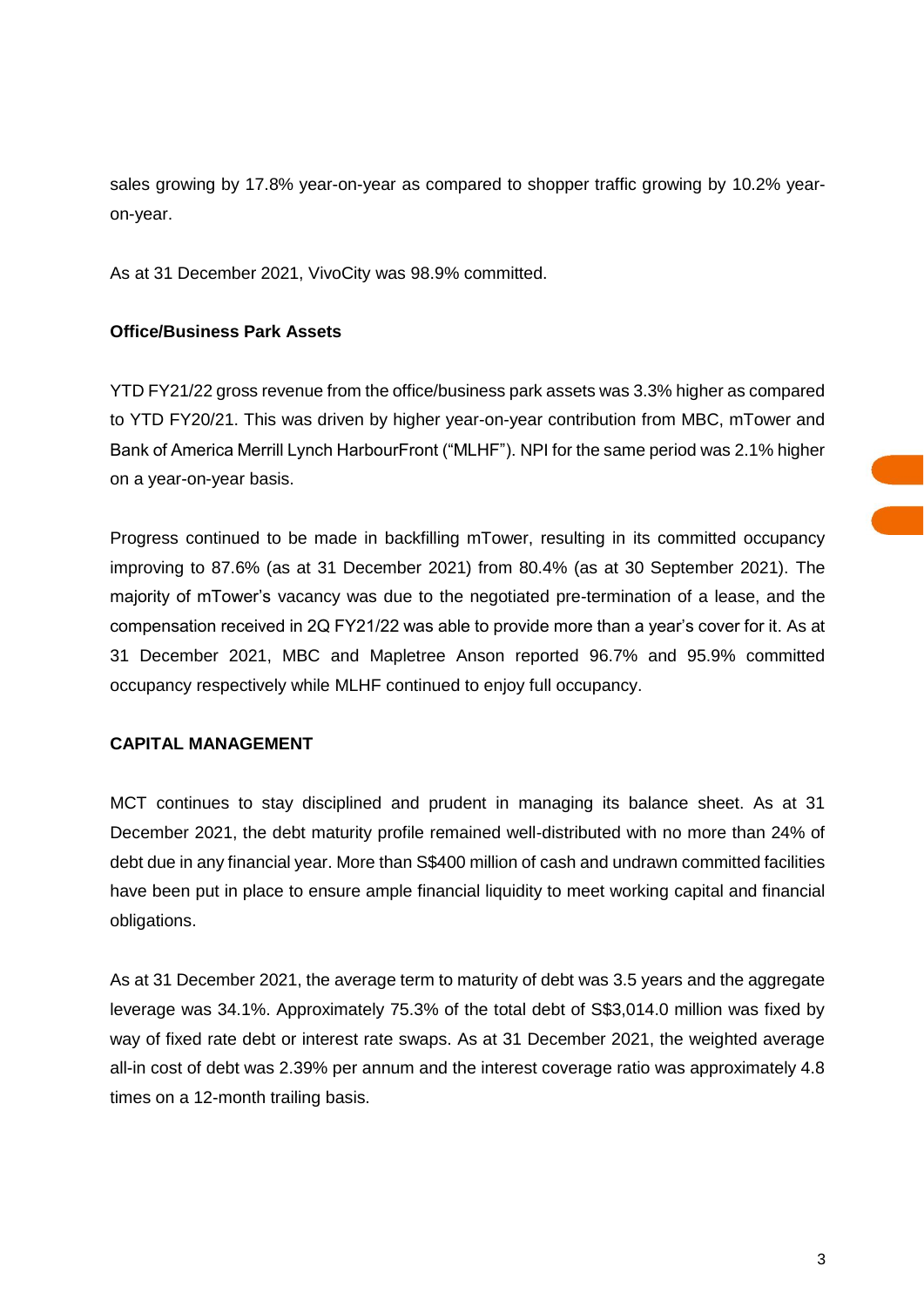sales growing by 17.8% year-on-year as compared to shopper traffic growing by 10.2% year-on-year.

As at 31 December 2021, VivoCity was 98.9% committed.

**Office/Business Park Assets**

YTD FY21/22 gross revenue from the office/business park assets was 3.3% higher as compared to YTD FY20/21. This was driven by higher year-on-year contribution from MBC, mTower and Bank of America Merrill Lynch HarbourFront ("MLHF"). NPI for the same period was 2.1% higher on a year-on-year basis.

Progress continued to be made in backfilling mTower, resulting in its committed occupancy improving to 87.6% (as at 31 December 2021) from 80.4% (as at 30 September 2021). The majority of mTower's vacancy was due to the negotiated pre-termination of a lease, and the compensation received in 2Q FY21/22 was able to provide more than a year's cover for it. As at 31 December 2021, MBC and Mapletree Anson reported 96.7% and 95.9% committed occupancy respectively while MLHF continued to enjoy full occupancy.

**CAPITAL MANAGEMENT**

MCT continues to stay disciplined and prudent in managing its balance sheet. As at 31 December 2021, the debt maturity profile remained well-distributed with no more than 24% of debt due in any financial year. More than S$400 million of cash and undrawn committed facilities have been put in place to ensure ample financial liquidity to meet working capital and financial obligations.

As at 31 December 2021, the average term to maturity of debt was 3.5 years and the aggregate leverage was 34.1%. Approximately 75.3% of the total debt of S$3,014.0 million was fixed by way of fixed rate debt or interest rate swaps. As at 31 December 2021, the weighted average all-in cost of debt was 2.39% per annum and the interest coverage ratio was approximately 4.8 times on a 12-month trailing basis.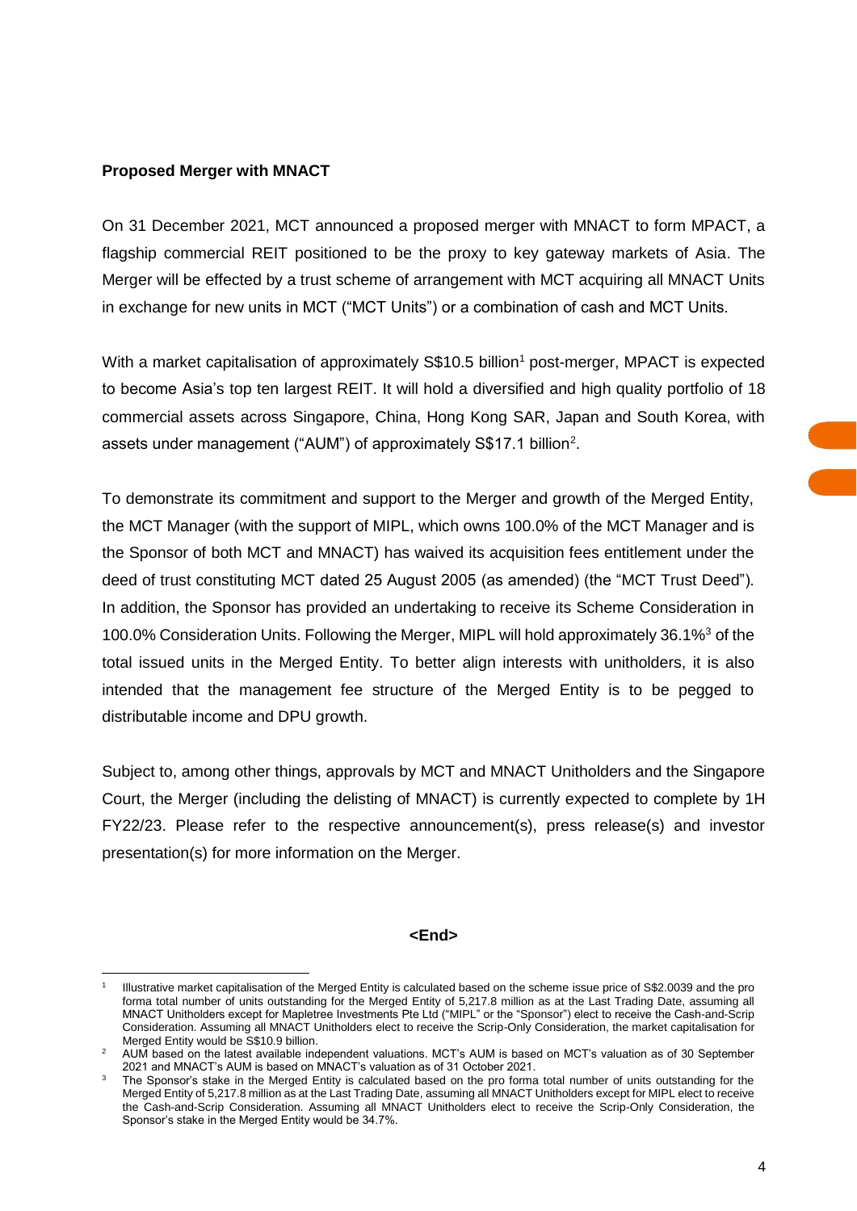**Proposed Merger with MNACT**

On 31 December 2021, MCT announced a proposed merger with MNACT to form MPACT, a flagship commercial REIT positioned to be the proxy to key gateway markets of Asia. The Merger will be effected by a trust scheme of arrangement with MCT acquiring all MNACT Units in exchange for new units in MCT ("MCT Units") or a combination of cash and MCT Units.

With a market capitalisation of approximately S$10.5 billion[1] post-merger, MPACT is expected to become Asia's top ten largest REIT. It will hold a diversified and high quality portfolio of 18 commercial assets across Singapore, China, Hong Kong SAR, Japan and South Korea, with assets under management ("AUM") of approximately S$17.1 billion[2].

To demonstrate its commitment and support to the Merger and growth of the Merged Entity, the MCT Manager (with the support of MIPL, which owns 100.0% of the MCT Manager and is the Sponsor of both MCT and MNACT) has waived its acquisition fees entitlement under the deed of trust constituting MCT dated 25 August 2005 (as amended) (the "MCT Trust Deed"). In addition, the Sponsor has provided an undertaking to receive its Scheme Consideration in 100.0% Consideration Units. Following the Merger, MIPL will hold approximately 36.1%[3] of the total issued units in the Merged Entity. To better align interests with unitholders, it is also intended that the management fee structure of the Merged Entity is to be pegged to distributable income and DPU growth.

Subject to, among other things, approvals by MCT and MNACT Unitholders and the Singapore Court, the Merger (including the delisting of MNACT) is currently expected to complete by 1H FY22/23. Please refer to the respective announcement(s), press release(s) and investor presentation(s) for more information on the Merger.

**<End>**

---

[1] Illustrative market capitalisation of the Merged Entity is calculated based on the scheme issue price of S$2.0039 and the pro forma total number of units outstanding for the Merged Entity of 5,217.8 million as at the Last Trading Date, assuming all MNACT Unitholders except for Mapletree Investments Pte Ltd ("MIPL" or the "Sponsor") elect to receive the Cash-and-Scrip Consideration. Assuming all MNACT Unitholders elect to receive the Scrip-Only Consideration, the market capitalisation for Merged Entity would be S$10.9 billion.

[2] AUM based on the latest available independent valuations. MCT's AUM is based on MCT's valuation as of 30 September 2021 and MNACT's AUM is based on MNACT's valuation as of 31 October 2021.

[3] The Sponsor's stake in the Merged Entity is calculated based on the pro forma total number of units outstanding for the Merged Entity of 5,217.8 million as at the Last Trading Date, assuming all MNACT Unitholders except for MIPL elect to receive the Cash-and-Scrip Consideration. Assuming all MNACT Unitholders elect to receive the Scrip-Only Consideration, the Sponsor's stake in the Merged Entity would be 34.7%.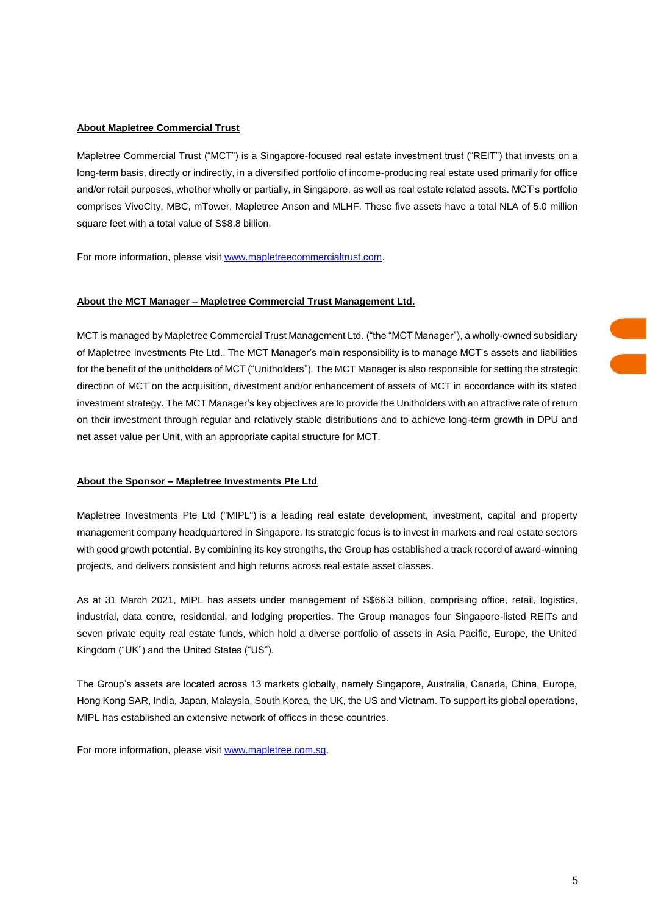**About Mapletree Commercial Trust**

Mapletree Commercial Trust ("MCT") is a Singapore-focused real estate investment trust ("REIT") that invests on a long-term basis, directly or indirectly, in a diversified portfolio of income-producing real estate used primarily for office and/or retail purposes, whether wholly or partially, in Singapore, as well as real estate related assets. MCT's portfolio comprises VivoCity, MBC, mTower, Mapletree Anson and MLHF. These five assets have a total NLA of 5.0 million square feet with a total value of S$8.8 billion.

For more information, please visit www.mapletreecommercialtrust.com.

**About the MCT Manager – Mapletree Commercial Trust Management Ltd.**

MCT is managed by Mapletree Commercial Trust Management Ltd. ("the "MCT Manager"), a wholly-owned subsidiary of Mapletree Investments Pte Ltd.. The MCT Manager's main responsibility is to manage MCT's assets and liabilities for the benefit of the unitholders of MCT ("Unitholders"). The MCT Manager is also responsible for setting the strategic direction of MCT on the acquisition, divestment and/or enhancement of assets of MCT in accordance with its stated investment strategy. The MCT Manager's key objectives are to provide the Unitholders with an attractive rate of return on their investment through regular and relatively stable distributions and to achieve long-term growth in DPU and net asset value per Unit, with an appropriate capital structure for MCT.

**About the Sponsor – Mapletree Investments Pte Ltd**

Mapletree Investments Pte Ltd ("MIPL") is a leading real estate development, investment, capital and property management company headquartered in Singapore. Its strategic focus is to invest in markets and real estate sectors with good growth potential. By combining its key strengths, the Group has established a track record of award-winning projects, and delivers consistent and high returns across real estate asset classes.

As at 31 March 2021, MIPL has assets under management of S$66.3 billion, comprising office, retail, logistics, industrial, data centre, residential, and lodging properties. The Group manages four Singapore-listed REITs and seven private equity real estate funds, which hold a diverse portfolio of assets in Asia Pacific, Europe, the United Kingdom ("UK") and the United States ("US").

The Group's assets are located across 13 markets globally, namely Singapore, Australia, Canada, China, Europe, Hong Kong SAR, India, Japan, Malaysia, South Korea, the UK, the US and Vietnam. To support its global operations, MIPL has established an extensive network of offices in these countries.

For more information, please visit www.mapletree.com.sg.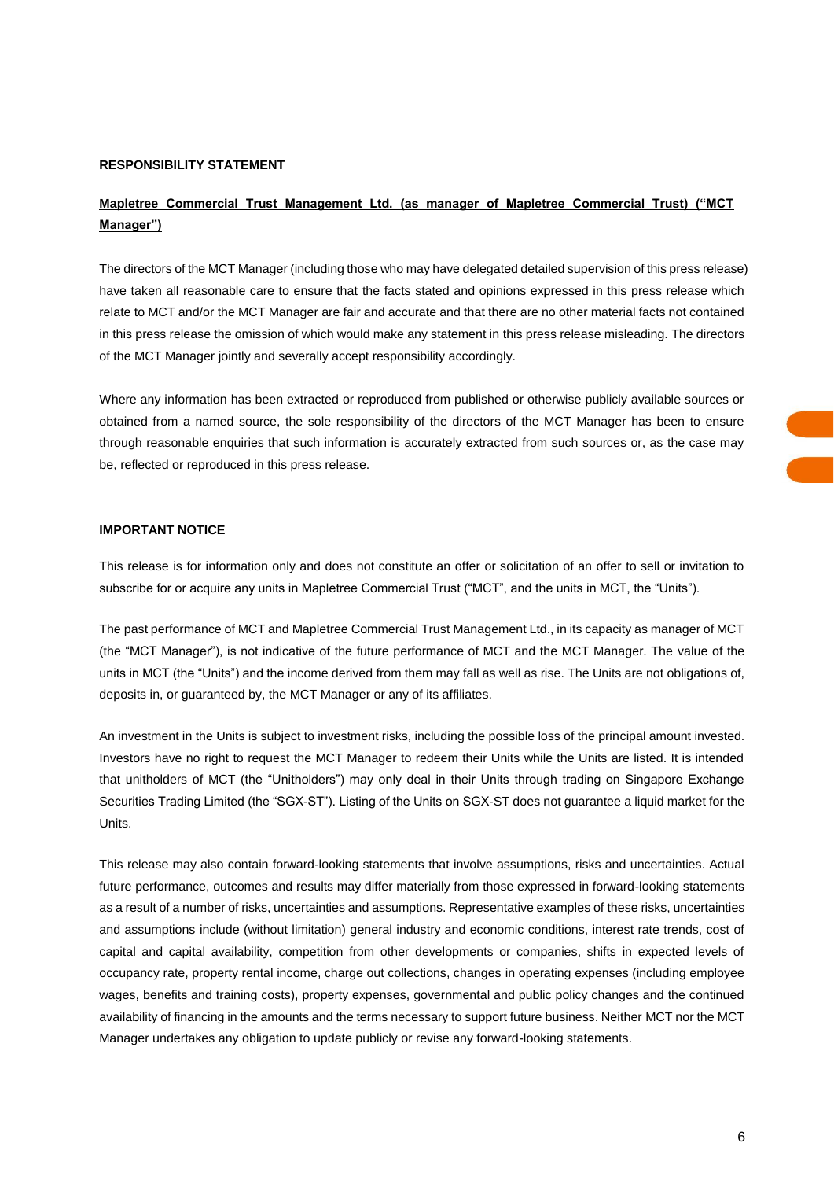**RESPONSIBILITY STATEMENT**

**Mapletree Commercial Trust Management Ltd. (as manager of Mapletree Commercial Trust) ("MCT Manager")**

The directors of the MCT Manager (including those who may have delegated detailed supervision of this press release) have taken all reasonable care to ensure that the facts stated and opinions expressed in this press release which relate to MCT and/or the MCT Manager are fair and accurate and that there are no other material facts not contained in this press release the omission of which would make any statement in this press release misleading. The directors of the MCT Manager jointly and severally accept responsibility accordingly.

Where any information has been extracted or reproduced from published or otherwise publicly available sources or obtained from a named source, the sole responsibility of the directors of the MCT Manager has been to ensure through reasonable enquiries that such information is accurately extracted from such sources or, as the case may be, reflected or reproduced in this press release.

**IMPORTANT NOTICE**

This release is for information only and does not constitute an offer or solicitation of an offer to sell or invitation to subscribe for or acquire any units in Mapletree Commercial Trust ("MCT", and the units in MCT, the "Units").

The past performance of MCT and Mapletree Commercial Trust Management Ltd., in its capacity as manager of MCT (the "MCT Manager"), is not indicative of the future performance of MCT and the MCT Manager. The value of the units in MCT (the "Units") and the income derived from them may fall as well as rise. The Units are not obligations of, deposits in, or guaranteed by, the MCT Manager or any of its affiliates.

An investment in the Units is subject to investment risks, including the possible loss of the principal amount invested. Investors have no right to request the MCT Manager to redeem their Units while the Units are listed. It is intended that unitholders of MCT (the "Unitholders") may only deal in their Units through trading on Singapore Exchange Securities Trading Limited (the "SGX-ST"). Listing of the Units on SGX-ST does not guarantee a liquid market for the Units.

This release may also contain forward-looking statements that involve assumptions, risks and uncertainties. Actual future performance, outcomes and results may differ materially from those expressed in forward-looking statements as a result of a number of risks, uncertainties and assumptions. Representative examples of these risks, uncertainties and assumptions include (without limitation) general industry and economic conditions, interest rate trends, cost of capital and capital availability, competition from other developments or companies, shifts in expected levels of occupancy rate, property rental income, charge out collections, changes in operating expenses (including employee wages, benefits and training costs), property expenses, governmental and public policy changes and the continued availability of financing in the amounts and the terms necessary to support future business. Neither MCT nor the MCT Manager undertakes any obligation to update publicly or revise any forward-looking statements.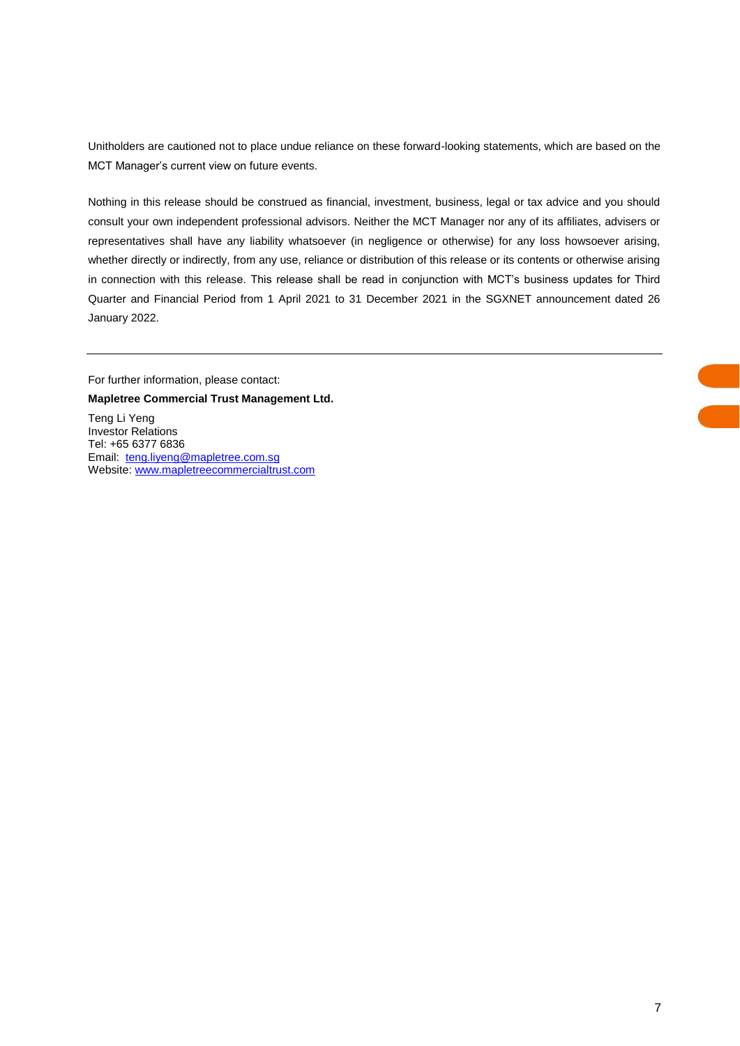Unitholders are cautioned not to place undue reliance on these forward-looking statements, which are based on the MCT Manager's current view on future events.

Nothing in this release should be construed as financial, investment, business, legal or tax advice and you should consult your own independent professional advisors. Neither the MCT Manager nor any of its affiliates, advisers or representatives shall have any liability whatsoever (in negligence or otherwise) for any loss howsoever arising, whether directly or indirectly, from any use, reliance or distribution of this release or its contents or otherwise arising in connection with this release. This release shall be read in conjunction with MCT's business updates for Third Quarter and Financial Period from 1 April 2021 to 31 December 2021 in the SGXNET announcement dated 26 January 2022.

---

For further information, please contact:

**Mapletree Commercial Trust Management Ltd.**

Teng Li Yeng
Investor Relations
Tel: +65 6377 6836
Email: teng.liyeng@mapletree.com.sg
Website: www.mapletreecommercialtrust.com